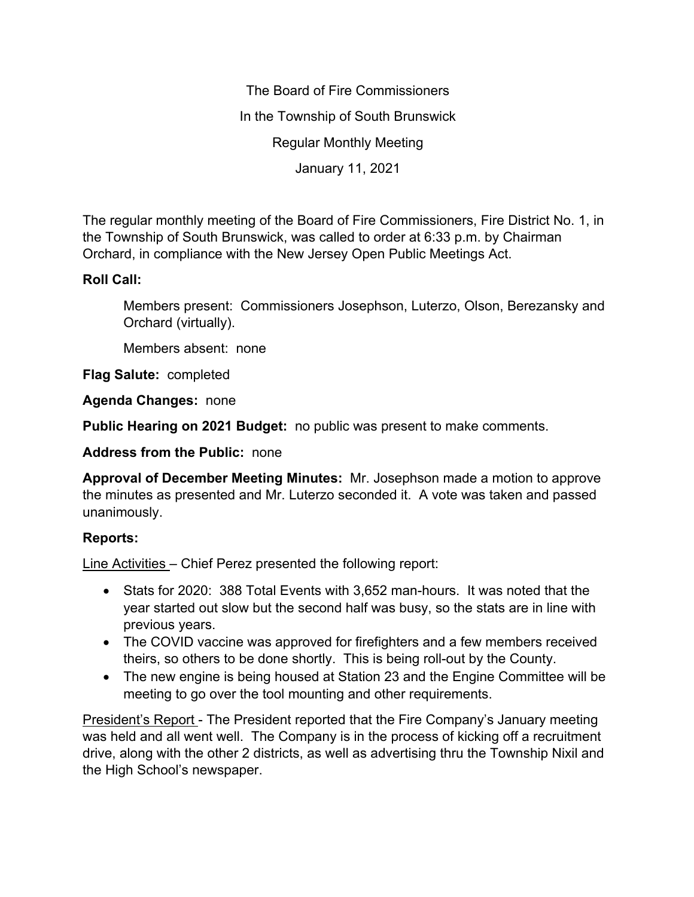The Board of Fire Commissioners

In the Township of South Brunswick

Regular Monthly Meeting

January 11, 2021

The regular monthly meeting of the Board of Fire Commissioners, Fire District No. 1, in the Township of South Brunswick, was called to order at 6:33 p.m. by Chairman Orchard, in compliance with the New Jersey Open Public Meetings Act.

**Roll Call:**

Members present: Commissioners Josephson, Luterzo, Olson, Berezansky and Orchard (virtually).

Members absent: none

**Flag Salute:** completed

**Agenda Changes:** none

**Public Hearing on 2021 Budget:** no public was present to make comments.

**Address from the Public:** none

**Approval of December Meeting Minutes:** Mr. Josephson made a motion to approve the minutes as presented and Mr. Luterzo seconded it. A vote was taken and passed unanimously.

**Reports:**

<u>Line Activities</u> – Chief Perez presented the following report:

- Stats for 2020: 388 Total Events with 3,652 man-hours. It was noted that the year started out slow but the second half was busy, so the stats are in line with previous years.
- The COVID vaccine was approved for firefighters and a few members received theirs, so others to be done shortly. This is being roll-out by the County.
- The new engine is being housed at Station 23 and the Engine Committee will be meeting to go over the tool mounting and other requirements.

<u>President's Report</u> - The President reported that the Fire Company's January meeting was held and all went well. The Company is in the process of kicking off a recruitment drive, along with the other 2 districts, as well as advertising thru the Township Nixil and the High School's newspaper.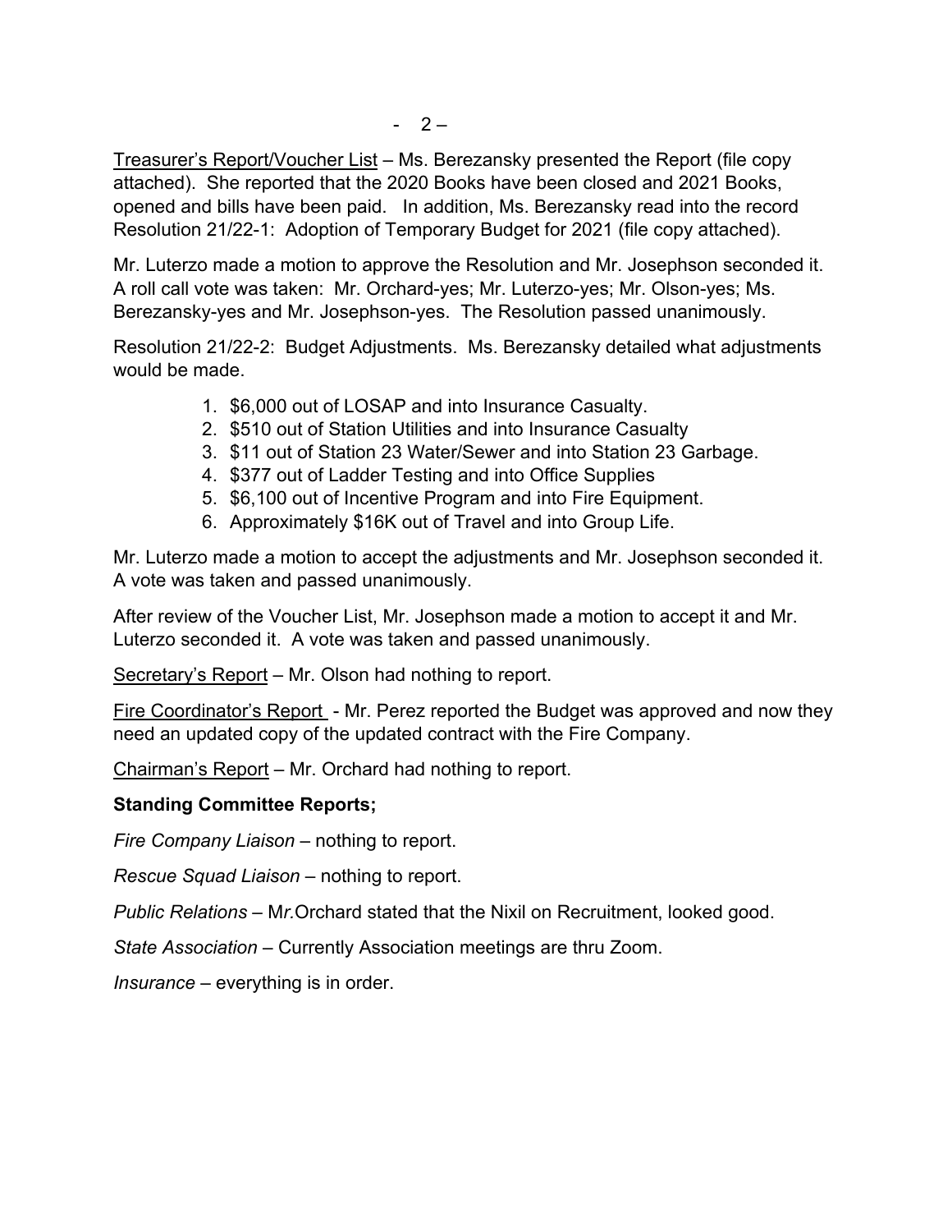Treasurer's Report/Voucher List – Ms. Berezansky presented the Report (file copy attached). She reported that the 2020 Books have been closed and 2021 Books, opened and bills have been paid. In addition, Ms. Berezansky read into the record Resolution 21/22-1: Adoption of Temporary Budget for 2021 (file copy attached).

Mr. Luterzo made a motion to approve the Resolution and Mr. Josephson seconded it. A roll call vote was taken: Mr. Orchard-yes; Mr. Luterzo-yes; Mr. Olson-yes; Ms. Berezansky-yes and Mr. Josephson-yes. The Resolution passed unanimously.

Resolution 21/22-2: Budget Adjustments. Ms. Berezansky detailed what adjustments would be made.

1. $6,000 out of LOSAP and into Insurance Casualty.
2. $510 out of Station Utilities and into Insurance Casualty
3. $11 out of Station 23 Water/Sewer and into Station 23 Garbage.
4. $377 out of Ladder Testing and into Office Supplies
5. $6,100 out of Incentive Program and into Fire Equipment.
6. Approximately $16K out of Travel and into Group Life.

Mr. Luterzo made a motion to accept the adjustments and Mr. Josephson seconded it. A vote was taken and passed unanimously.

After review of the Voucher List, Mr. Josephson made a motion to accept it and Mr. Luterzo seconded it. A vote was taken and passed unanimously.

Secretary's Report – Mr. Olson had nothing to report.

Fire Coordinator's Report - Mr. Perez reported the Budget was approved and now they need an updated copy of the updated contract with the Fire Company.

Chairman's Report – Mr. Orchard had nothing to report.

**Standing Committee Reports;**

*Fire Company Liaison* – nothing to report.

*Rescue Squad Liaison* – nothing to report.

*Public Relations* – Mr.Orchard stated that the Nixil on Recruitment, looked good.

*State Association* – Currently Association meetings are thru Zoom.

*Insurance* – everything is in order.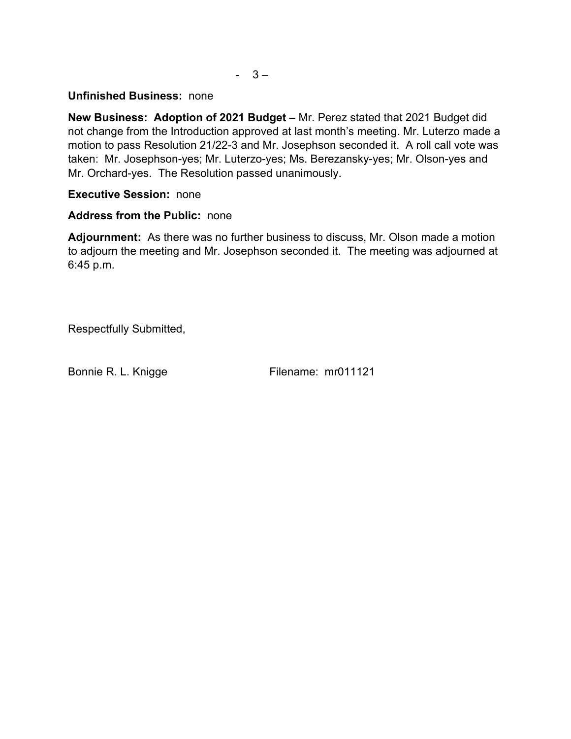**Unfinished Business:** none

**New Business: Adoption of 2021 Budget –** Mr. Perez stated that 2021 Budget did not change from the Introduction approved at last month's meeting. Mr. Luterzo made a motion to pass Resolution 21/22-3 and Mr. Josephson seconded it. A roll call vote was taken: Mr. Josephson-yes; Mr. Luterzo-yes; Ms. Berezansky-yes; Mr. Olson-yes and Mr. Orchard-yes. The Resolution passed unanimously.

**Executive Session:** none

**Address from the Public:** none

**Adjournment:** As there was no further business to discuss, Mr. Olson made a motion to adjourn the meeting and Mr. Josephson seconded it. The meeting was adjourned at 6:45 p.m.

Respectfully Submitted,

Bonnie R. L. Knigge

Filename: mr011121